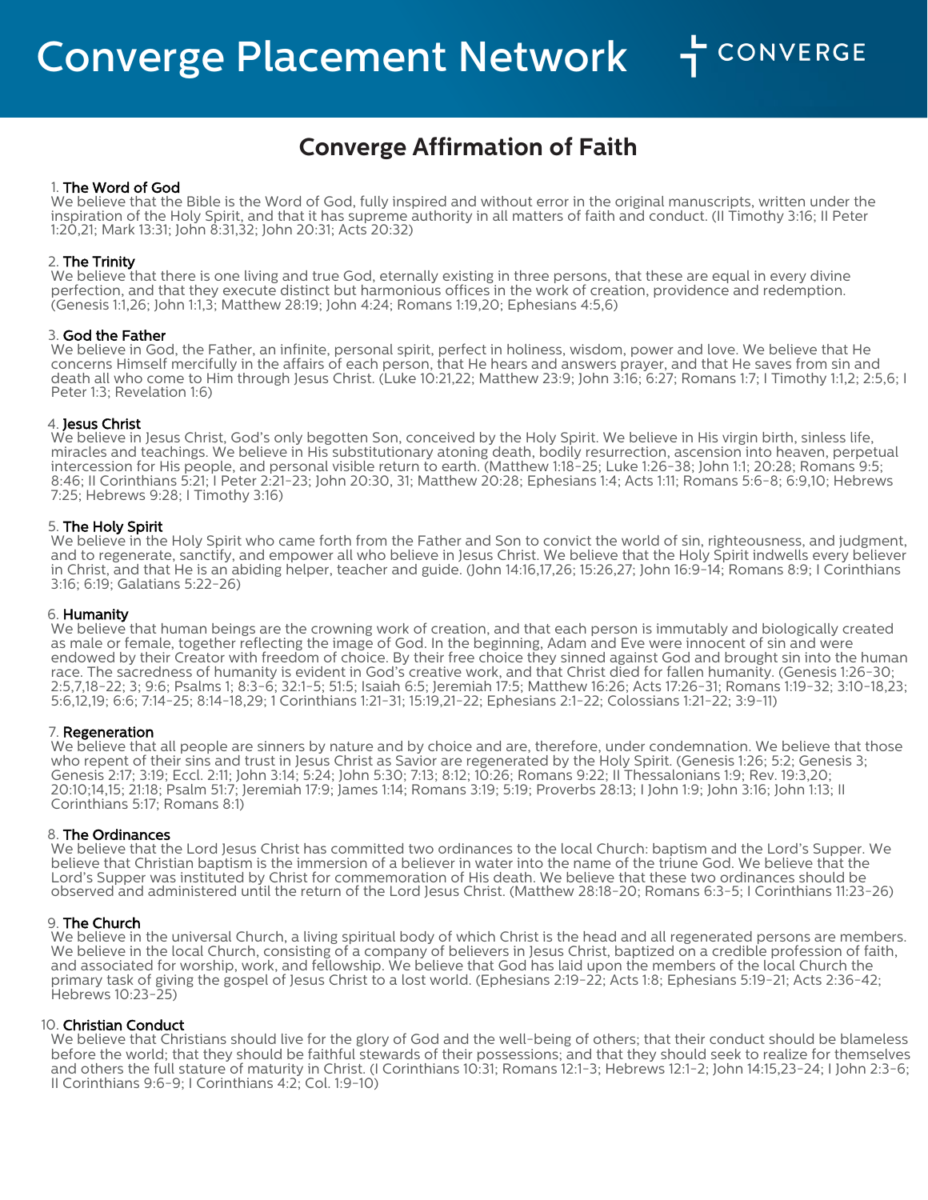# Converge Placement Network

CONVERGE

## Converge Affirmation of Faith

1. **The Word of God**
We believe that the Bible is the Word of God, fully inspired and without error in the original manuscripts, written under the inspiration of the Holy Spirit, and that it has supreme authority in all matters of faith and conduct. (II Timothy 3:16; II Peter 1:20,21; Mark 13:31; John 8:31,32; John 20:31; Acts 20:32)

2. **The Trinity**
We believe that there is one living and true God, eternally existing in three persons, that these are equal in every divine perfection, and that they execute distinct but harmonious offices in the work of creation, providence and redemption. (Genesis 1:1,26; John 1:1,3; Matthew 28:19; John 4:24; Romans 1:19,20; Ephesians 4:5,6)

3. **God the Father**
We believe in God, the Father, an infinite, personal spirit, perfect in holiness, wisdom, power and love. We believe that He concerns Himself mercifully in the affairs of each person, that He hears and answers prayer, and that He saves from sin and death all who come to Him through Jesus Christ. (Luke 10:21,22; Matthew 23:9; John 3:16; 6:27; Romans 1:7; I Timothy 1:1,2; 2:5,6; I Peter 1:3; Revelation 1:6)

4. **Jesus Christ**
We believe in Jesus Christ, God's only begotten Son, conceived by the Holy Spirit. We believe in His virgin birth, sinless life, miracles and teachings. We believe in His substitutionary atoning death, bodily resurrection, ascension into heaven, perpetual intercession for His people, and personal visible return to earth. (Matthew 1:18-25; Luke 1:26-38; John 1:1; 20:28; Romans 9:5; 8:46; II Corinthians 5:21; I Peter 2:21-23; John 20:30, 31; Matthew 20:28; Ephesians 1:4; Acts 1:11; Romans 5:6-8; 6:9,10; Hebrews 7:25; Hebrews 9:28; I Timothy 3:16)

5. **The Holy Spirit**
We believe in the Holy Spirit who came forth from the Father and Son to convict the world of sin, righteousness, and judgment, and to regenerate, sanctify, and empower all who believe in Jesus Christ. We believe that the Holy Spirit indwells every believer in Christ, and that He is an abiding helper, teacher and guide. (John 14:16,17,26; 15:26,27; John 16:9-14; Romans 8:9; I Corinthians 3:16; 6:19; Galatians 5:22-26)

6. **Humanity**
We believe that human beings are the crowning work of creation, and that each person is immutably and biologically created as male or female, together reflecting the image of God. In the beginning, Adam and Eve were innocent of sin and were endowed by their Creator with freedom of choice. By their free choice they sinned against God and brought sin into the human race. The sacredness of humanity is evident in God's creative work, and that Christ died for fallen humanity. (Genesis 1:26-30; 2:5,7,18-22; 3; 9:6; Psalms 1; 8:3-6; 32:1-5; 51:5; Isaiah 6:5; Jeremiah 17:5; Matthew 16:26; Acts 17:26-31; Romans 1:19-32; 3:10-18,23; 5:6,12,19; 6:6; 7:14-25; 8:14-18,29; 1 Corinthians 1:21-31; 15:19,21-22; Ephesians 2:1-22; Colossians 1:21-22; 3:9-11)

7. **Regeneration**
We believe that all people are sinners by nature and by choice and are, therefore, under condemnation. We believe that those who repent of their sins and trust in Jesus Christ as Savior are regenerated by the Holy Spirit. (Genesis 1:26; 5:2; Genesis 3; Genesis 2:17; 3:19; Eccl. 2:11; John 3:14; 5:24; John 5:30; 7:13; 8:12; 10:26; Romans 9:22; II Thessalonians 1:9; Rev. 19:3,20; 20:10;14,15; 21:18; Psalm 51:7; Jeremiah 17:9; James 1:14; Romans 3:19; 5:19; Proverbs 28:13; I John 1:9; John 3:16; John 1:13; II Corinthians 5:17; Romans 8:1)

8. **The Ordinances**
We believe that the Lord Jesus Christ has committed two ordinances to the local Church: baptism and the Lord's Supper. We believe that Christian baptism is the immersion of a believer in water into the name of the triune God. We believe that the Lord's Supper was instituted by Christ for commemoration of His death. We believe that these two ordinances should be observed and administered until the return of the Lord Jesus Christ. (Matthew 28:18-20; Romans 6:3-5; I Corinthians 11:23-26)

9. **The Church**
We believe in the universal Church, a living spiritual body of which Christ is the head and all regenerated persons are members. We believe in the local Church, consisting of a company of believers in Jesus Christ, baptized on a credible profession of faith, and associated for worship, work, and fellowship. We believe that God has laid upon the members of the local Church the primary task of giving the gospel of Jesus Christ to a lost world. (Ephesians 2:19-22; Acts 1:8; Ephesians 5:19-21; Acts 2:36-42; Hebrews 10:23-25)

10. **Christian Conduct**
We believe that Christians should live for the glory of God and the well-being of others; that their conduct should be blameless before the world; that they should be faithful stewards of their possessions; and that they should seek to realize for themselves and others the full stature of maturity in Christ. (I Corinthians 10:31; Romans 12:1-3; Hebrews 12:1-2; John 14:15,23-24; I John 2:3-6; II Corinthians 9:6-9; I Corinthians 4:2; Col. 1:9-10)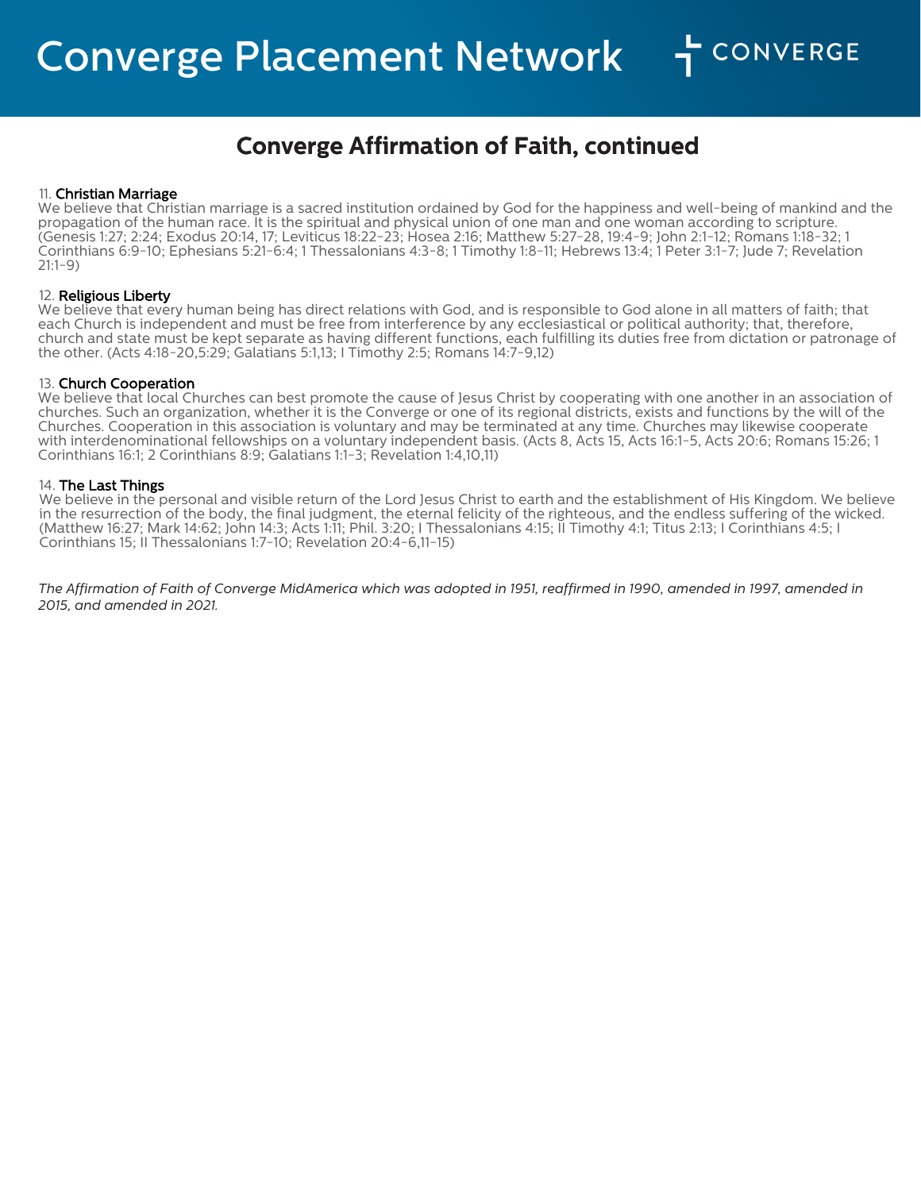# Converge Placement Network

## Converge Affirmation of Faith, continued

11. **Christian Marriage**
We believe that Christian marriage is a sacred institution ordained by God for the happiness and well-being of mankind and the propagation of the human race. It is the spiritual and physical union of one man and one woman according to scripture. (Genesis 1:27; 2:24; Exodus 20:14, 17; Leviticus 18:22-23; Hosea 2:16; Matthew 5:27-28, 19:4-9; John 2:1-12; Romans 1:18-32; 1 Corinthians 6:9-10; Ephesians 5:21-6:4; 1 Thessalonians 4:3-8; 1 Timothy 1:8-11; Hebrews 13:4; 1 Peter 3:1-7; Jude 7; Revelation 21:1-9)

12. **Religious Liberty**
We believe that every human being has direct relations with God, and is responsible to God alone in all matters of faith; that each Church is independent and must be free from interference by any ecclesiastical or political authority; that, therefore, church and state must be kept separate as having different functions, each fulfilling its duties free from dictation or patronage of the other. (Acts 4:18-20,5:29; Galatians 5:1,13; I Timothy 2:5; Romans 14:7-9,12)

13. **Church Cooperation**
We believe that local Churches can best promote the cause of Jesus Christ by cooperating with one another in an association of churches. Such an organization, whether it is the Converge or one of its regional districts, exists and functions by the will of the Churches. Cooperation in this association is voluntary and may be terminated at any time. Churches may likewise cooperate with interdenominational fellowships on a voluntary independent basis. (Acts 8, Acts 15, Acts 16:1-5, Acts 20:6; Romans 15:26; 1 Corinthians 16:1; 2 Corinthians 8:9; Galatians 1:1-3; Revelation 1:4,10,11)

14. **The Last Things**
We believe in the personal and visible return of the Lord Jesus Christ to earth and the establishment of His Kingdom. We believe in the resurrection of the body, the final judgment, the eternal felicity of the righteous, and the endless suffering of the wicked. (Matthew 16:27; Mark 14:62; John 14:3; Acts 1:11; Phil. 3:20; I Thessalonians 4:15; II Timothy 4:1; Titus 2:13; I Corinthians 4:5; I Corinthians 15; II Thessalonians 1:7-10; Revelation 20:4-6,11-15)

*The Affirmation of Faith of Converge MidAmerica which was adopted in 1951, reaffirmed in 1990, amended in 1997, amended in 2015, and amended in 2021.*